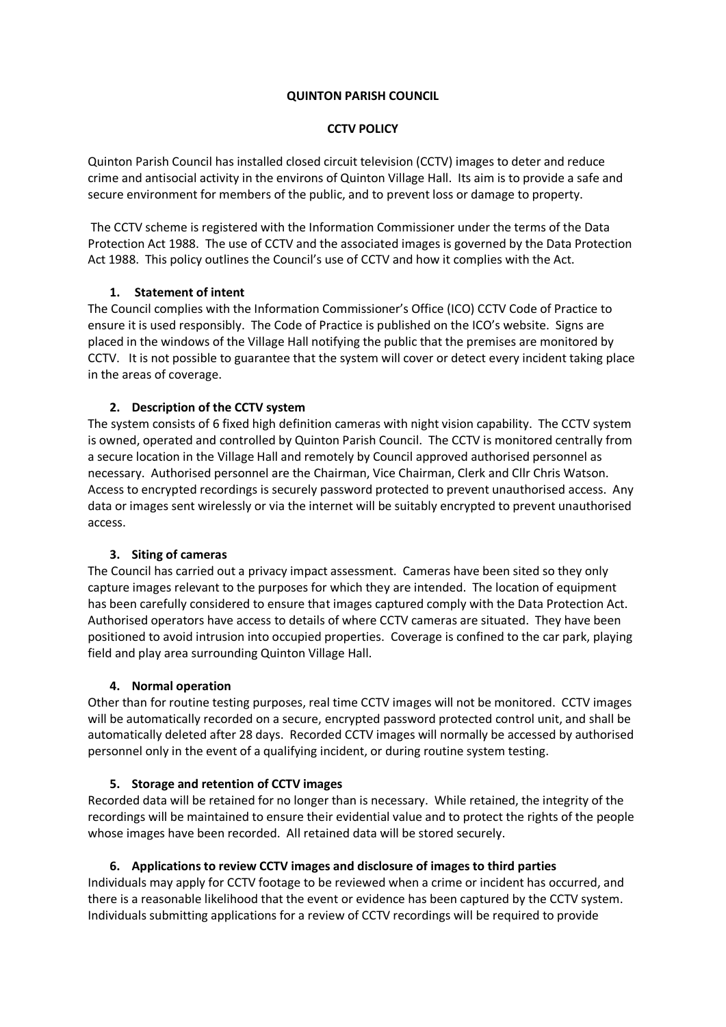**QUINTON PARISH COUNCIL**

**CCTV POLICY**

Quinton Parish Council has installed closed circuit television (CCTV) images to deter and reduce crime and antisocial activity in the environs of Quinton Village Hall. Its aim is to provide a safe and secure environment for members of the public, and to prevent loss or damage to property.

The CCTV scheme is registered with the Information Commissioner under the terms of the Data Protection Act 1988. The use of CCTV and the associated images is governed by the Data Protection Act 1988. This policy outlines the Council's use of CCTV and how it complies with the Act.

1. **Statement of intent**

The Council complies with the Information Commissioner's Office (ICO) CCTV Code of Practice to ensure it is used responsibly. The Code of Practice is published on the ICO's website. Signs are placed in the windows of the Village Hall notifying the public that the premises are monitored by CCTV. It is not possible to guarantee that the system will cover or detect every incident taking place in the areas of coverage.

2. **Description of the CCTV system**

The system consists of 6 fixed high definition cameras with night vision capability. The CCTV system is owned, operated and controlled by Quinton Parish Council. The CCTV is monitored centrally from a secure location in the Village Hall and remotely by Council approved authorised personnel as necessary. Authorised personnel are the Chairman, Vice Chairman, Clerk and Cllr Chris Watson. Access to encrypted recordings is securely password protected to prevent unauthorised access. Any data or images sent wirelessly or via the internet will be suitably encrypted to prevent unauthorised access.

3. **Siting of cameras**

The Council has carried out a privacy impact assessment. Cameras have been sited so they only capture images relevant to the purposes for which they are intended. The location of equipment has been carefully considered to ensure that images captured comply with the Data Protection Act. Authorised operators have access to details of where CCTV cameras are situated. They have been positioned to avoid intrusion into occupied properties. Coverage is confined to the car park, playing field and play area surrounding Quinton Village Hall.

4. **Normal operation**

Other than for routine testing purposes, real time CCTV images will not be monitored. CCTV images will be automatically recorded on a secure, encrypted password protected control unit, and shall be automatically deleted after 28 days. Recorded CCTV images will normally be accessed by authorised personnel only in the event of a qualifying incident, or during routine system testing.

5. **Storage and retention of CCTV images**

Recorded data will be retained for no longer than is necessary. While retained, the integrity of the recordings will be maintained to ensure their evidential value and to protect the rights of the people whose images have been recorded. All retained data will be stored securely.

6. **Applications to review CCTV images and disclosure of images to third parties**

Individuals may apply for CCTV footage to be reviewed when a crime or incident has occurred, and there is a reasonable likelihood that the event or evidence has been captured by the CCTV system. Individuals submitting applications for a review of CCTV recordings will be required to provide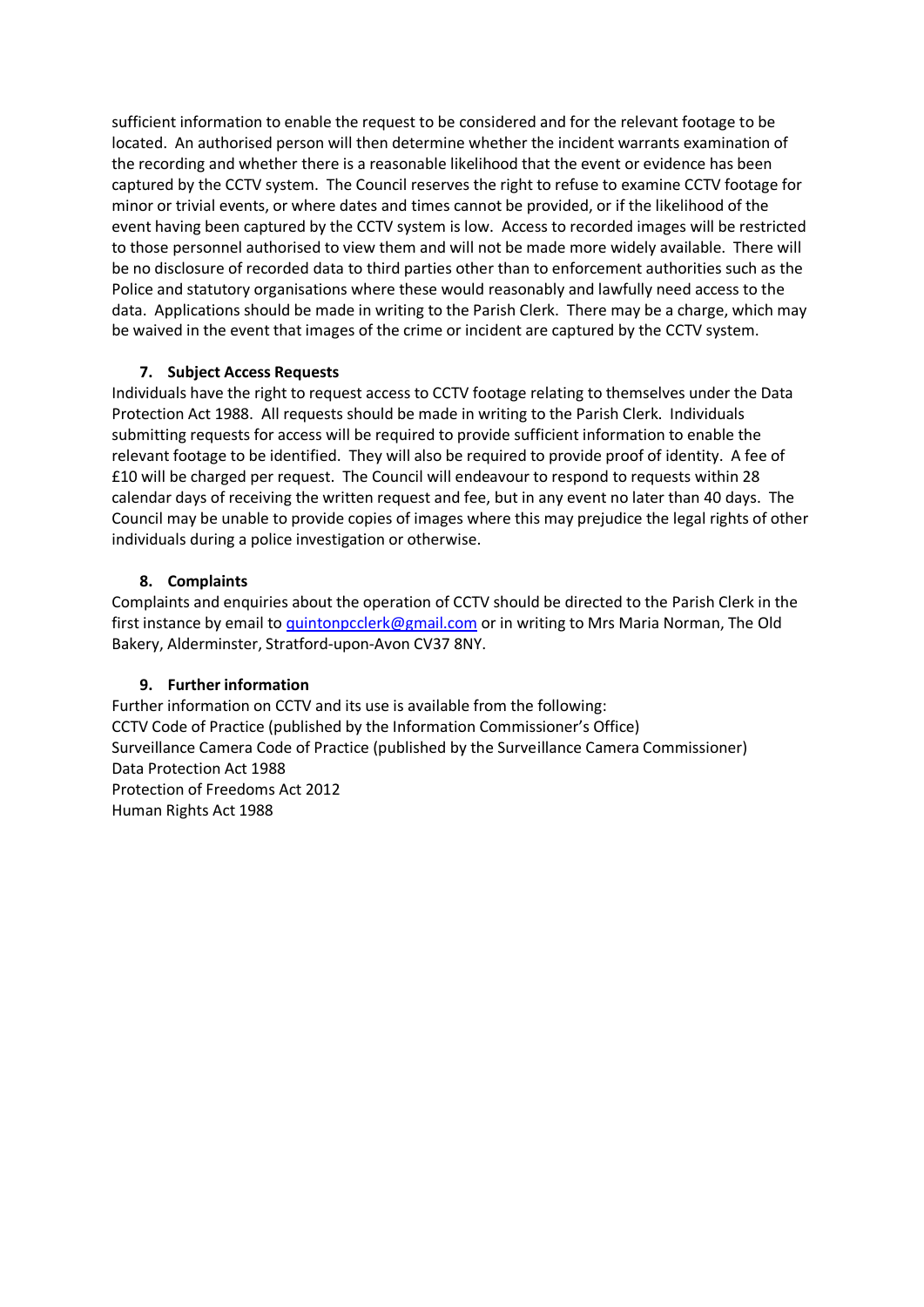sufficient information to enable the request to be considered and for the relevant footage to be located. An authorised person will then determine whether the incident warrants examination of the recording and whether there is a reasonable likelihood that the event or evidence has been captured by the CCTV system. The Council reserves the right to refuse to examine CCTV footage for minor or trivial events, or where dates and times cannot be provided, or if the likelihood of the event having been captured by the CCTV system is low. Access to recorded images will be restricted to those personnel authorised to view them and will not be made more widely available. There will be no disclosure of recorded data to third parties other than to enforcement authorities such as the Police and statutory organisations where these would reasonably and lawfully need access to the data. Applications should be made in writing to the Parish Clerk. There may be a charge, which may be waived in the event that images of the crime or incident are captured by the CCTV system.

### 7. Subject Access Requests

Individuals have the right to request access to CCTV footage relating to themselves under the Data Protection Act 1988. All requests should be made in writing to the Parish Clerk. Individuals submitting requests for access will be required to provide sufficient information to enable the relevant footage to be identified. They will also be required to provide proof of identity. A fee of £10 will be charged per request. The Council will endeavour to respond to requests within 28 calendar days of receiving the written request and fee, but in any event no later than 40 days. The Council may be unable to provide copies of images where this may prejudice the legal rights of other individuals during a police investigation or otherwise.

### 8. Complaints

Complaints and enquiries about the operation of CCTV should be directed to the Parish Clerk in the first instance by email to quintonpcclerk@gmail.com or in writing to Mrs Maria Norman, The Old Bakery, Alderminster, Stratford-upon-Avon CV37 8NY.

### 9. Further information

Further information on CCTV and its use is available from the following:
CCTV Code of Practice (published by the Information Commissioner's Office)
Surveillance Camera Code of Practice (published by the Surveillance Camera Commissioner)
Data Protection Act 1988
Protection of Freedoms Act 2012
Human Rights Act 1988